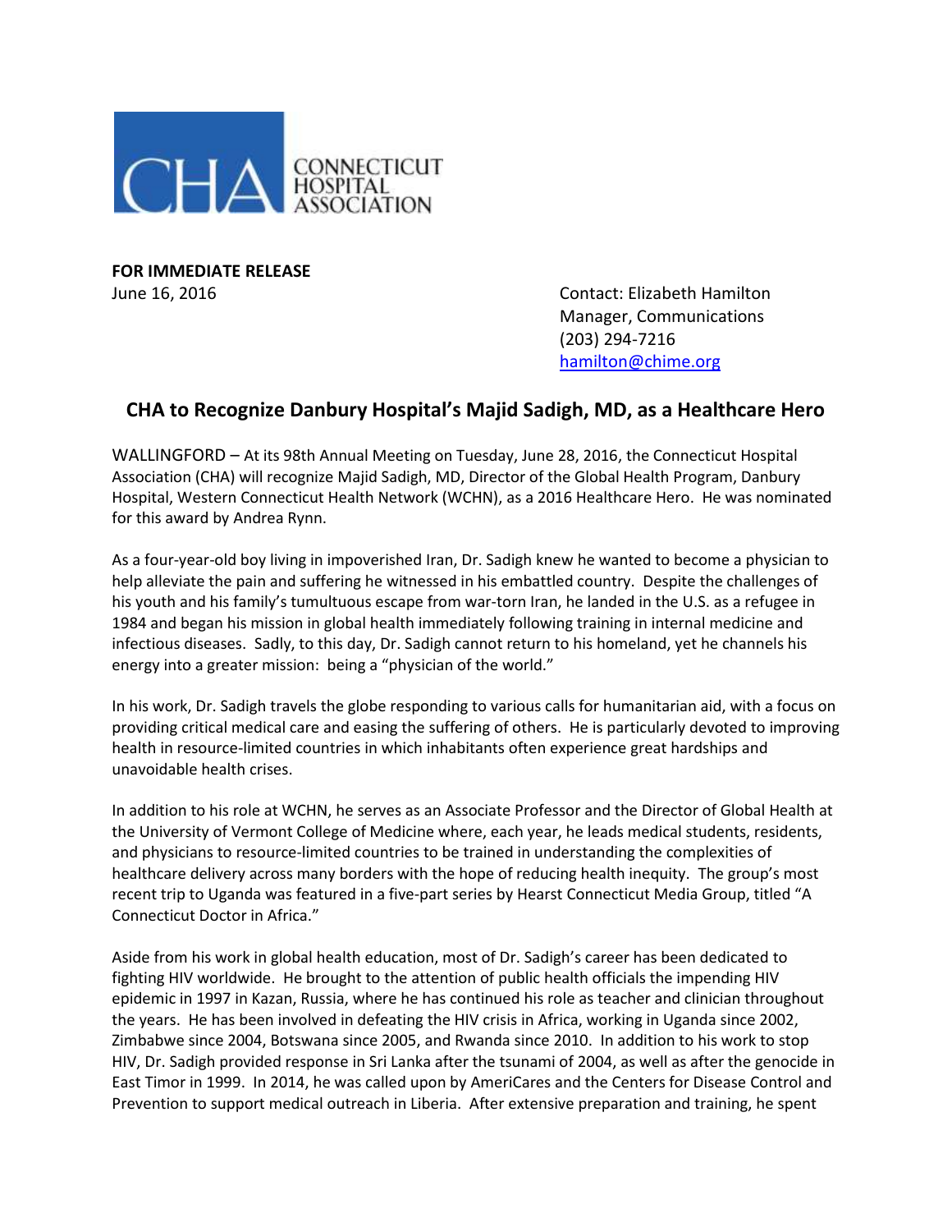CONNECTICUT HOSPITAL ASSOCIATION

**FOR IMMEDIATE RELEASE**
June 16, 2016

Contact: Elizabeth Hamilton
Manager, Communications
(203) 294-7216
hamilton@chime.org

## CHA to Recognize Danbury Hospital's Majid Sadigh, MD, as a Healthcare Hero

WALLINGFORD – At its 98th Annual Meeting on Tuesday, June 28, 2016, the Connecticut Hospital Association (CHA) will recognize Majid Sadigh, MD, Director of the Global Health Program, Danbury Hospital, Western Connecticut Health Network (WCHN), as a 2016 Healthcare Hero. He was nominated for this award by Andrea Rynn.

As a four-year-old boy living in impoverished Iran, Dr. Sadigh knew he wanted to become a physician to help alleviate the pain and suffering he witnessed in his embattled country. Despite the challenges of his youth and his family's tumultuous escape from war-torn Iran, he landed in the U.S. as a refugee in 1984 and began his mission in global health immediately following training in internal medicine and infectious diseases. Sadly, to this day, Dr. Sadigh cannot return to his homeland, yet he channels his energy into a greater mission: being a "physician of the world."

In his work, Dr. Sadigh travels the globe responding to various calls for humanitarian aid, with a focus on providing critical medical care and easing the suffering of others. He is particularly devoted to improving health in resource-limited countries in which inhabitants often experience great hardships and unavoidable health crises.

In addition to his role at WCHN, he serves as an Associate Professor and the Director of Global Health at the University of Vermont College of Medicine where, each year, he leads medical students, residents, and physicians to resource-limited countries to be trained in understanding the complexities of healthcare delivery across many borders with the hope of reducing health inequity. The group's most recent trip to Uganda was featured in a five-part series by Hearst Connecticut Media Group, titled "A Connecticut Doctor in Africa."

Aside from his work in global health education, most of Dr. Sadigh's career has been dedicated to fighting HIV worldwide. He brought to the attention of public health officials the impending HIV epidemic in 1997 in Kazan, Russia, where he has continued his role as teacher and clinician throughout the years. He has been involved in defeating the HIV crisis in Africa, working in Uganda since 2002, Zimbabwe since 2004, Botswana since 2005, and Rwanda since 2010. In addition to his work to stop HIV, Dr. Sadigh provided response in Sri Lanka after the tsunami of 2004, as well as after the genocide in East Timor in 1999. In 2014, he was called upon by AmeriCares and the Centers for Disease Control and Prevention to support medical outreach in Liberia. After extensive preparation and training, he spent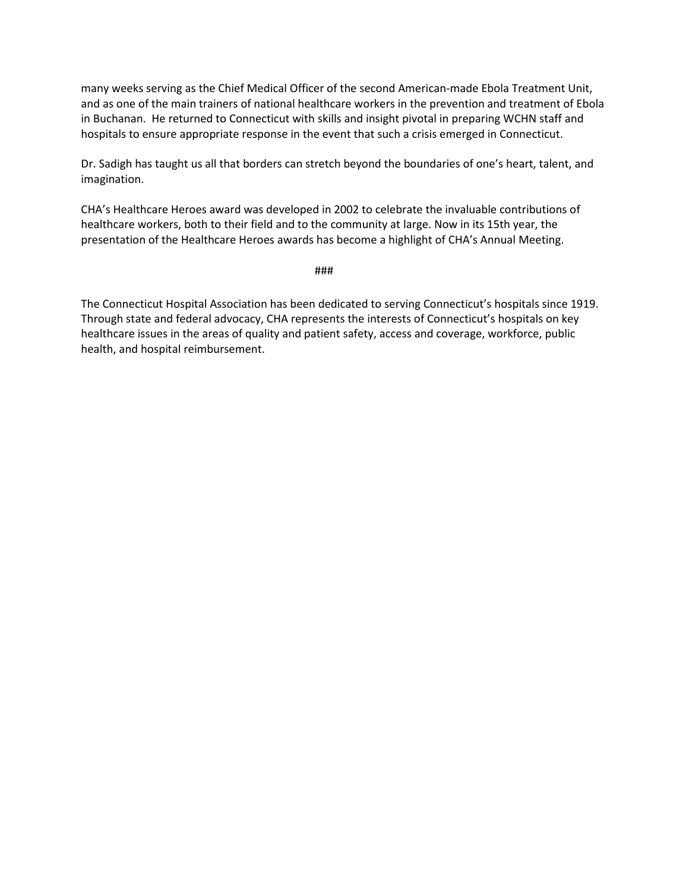many weeks serving as the Chief Medical Officer of the second American-made Ebola Treatment Unit, and as one of the main trainers of national healthcare workers in the prevention and treatment of Ebola in Buchanan. He returned to Connecticut with skills and insight pivotal in preparing WCHN staff and hospitals to ensure appropriate response in the event that such a crisis emerged in Connecticut.

Dr. Sadigh has taught us all that borders can stretch beyond the boundaries of one's heart, talent, and imagination.

CHA's Healthcare Heroes award was developed in 2002 to celebrate the invaluable contributions of healthcare workers, both to their field and to the community at large. Now in its 15th year, the presentation of the Healthcare Heroes awards has become a highlight of CHA's Annual Meeting.

###

The Connecticut Hospital Association has been dedicated to serving Connecticut's hospitals since 1919. Through state and federal advocacy, CHA represents the interests of Connecticut's hospitals on key healthcare issues in the areas of quality and patient safety, access and coverage, workforce, public health, and hospital reimbursement.